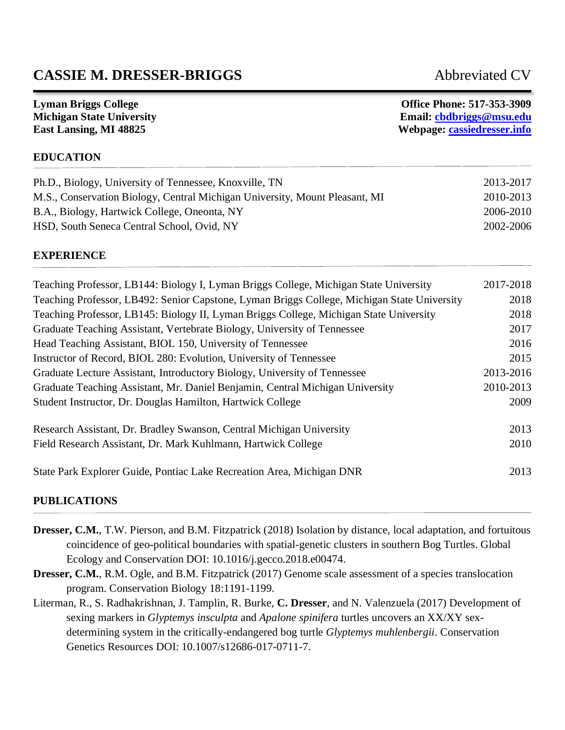# CASSIE M. DRESSER-BRIGGS

Abbreviated CV

**Lyman Briggs College**
**Michigan State University**
**East Lansing, MI 48825**

**Office Phone: 517-353-3909**
**Email: cbdbriggs@msu.edu**
**Webpage: cassiedresser.info**

## EDUCATION

| | |
|---|---|
| Ph.D., Biology, University of Tennessee, Knoxville, TN | 2013-2017 |
| M.S., Conservation Biology, Central Michigan University, Mount Pleasant, MI | 2010-2013 |
| B.A., Biology, Hartwick College, Oneonta, NY | 2006-2010 |
| HSD, South Seneca Central School, Ovid, NY | 2002-2006 |

## EXPERIENCE

| | |
|---|---|
| Teaching Professor, LB144: Biology I, Lyman Briggs College, Michigan State University | 2017-2018 |
| Teaching Professor, LB492: Senior Capstone, Lyman Briggs College, Michigan State University | 2018 |
| Teaching Professor, LB145: Biology II, Lyman Briggs College, Michigan State University | 2018 |
| Graduate Teaching Assistant, Vertebrate Biology, University of Tennessee | 2017 |
| Head Teaching Assistant, BIOL 150, University of Tennessee | 2016 |
| Instructor of Record, BIOL 280: Evolution, University of Tennessee | 2015 |
| Graduate Lecture Assistant, Introductory Biology, University of Tennessee | 2013-2016 |
| Graduate Teaching Assistant, Mr. Daniel Benjamin, Central Michigan University | 2010-2013 |
| Student Instructor, Dr. Douglas Hamilton, Hartwick College | 2009 |
| Research Assistant, Dr. Bradley Swanson, Central Michigan University | 2013 |
| Field Research Assistant, Dr. Mark Kuhlmann, Hartwick College | 2010 |
| State Park Explorer Guide, Pontiac Lake Recreation Area, Michigan DNR | 2013 |

## PUBLICATIONS

**Dresser, C.M.**, T.W. Pierson, and B.M. Fitzpatrick (2018) Isolation by distance, local adaptation, and fortuitous coincidence of geo-political boundaries with spatial-genetic clusters in southern Bog Turtles. Global Ecology and Conservation DOI: 10.1016/j.gecco.2018.e00474.

**Dresser, C.M.**, R.M. Ogle, and B.M. Fitzpatrick (2017) Genome scale assessment of a species translocation program. Conservation Biology 18:1191-1199.

Literman, R., S. Radhakrishnan, J. Tamplin, R. Burke, **C. Dresser**, and N. Valenzuela (2017) Development of sexing markers in *Glyptemys insculpta* and *Apalone spinifera* turtles uncovers an XX/XY sex-determining system in the critically-endangered bog turtle *Glyptemys muhlenbergii*. Conservation Genetics Resources DOI: 10.1007/s12686-017-0711-7.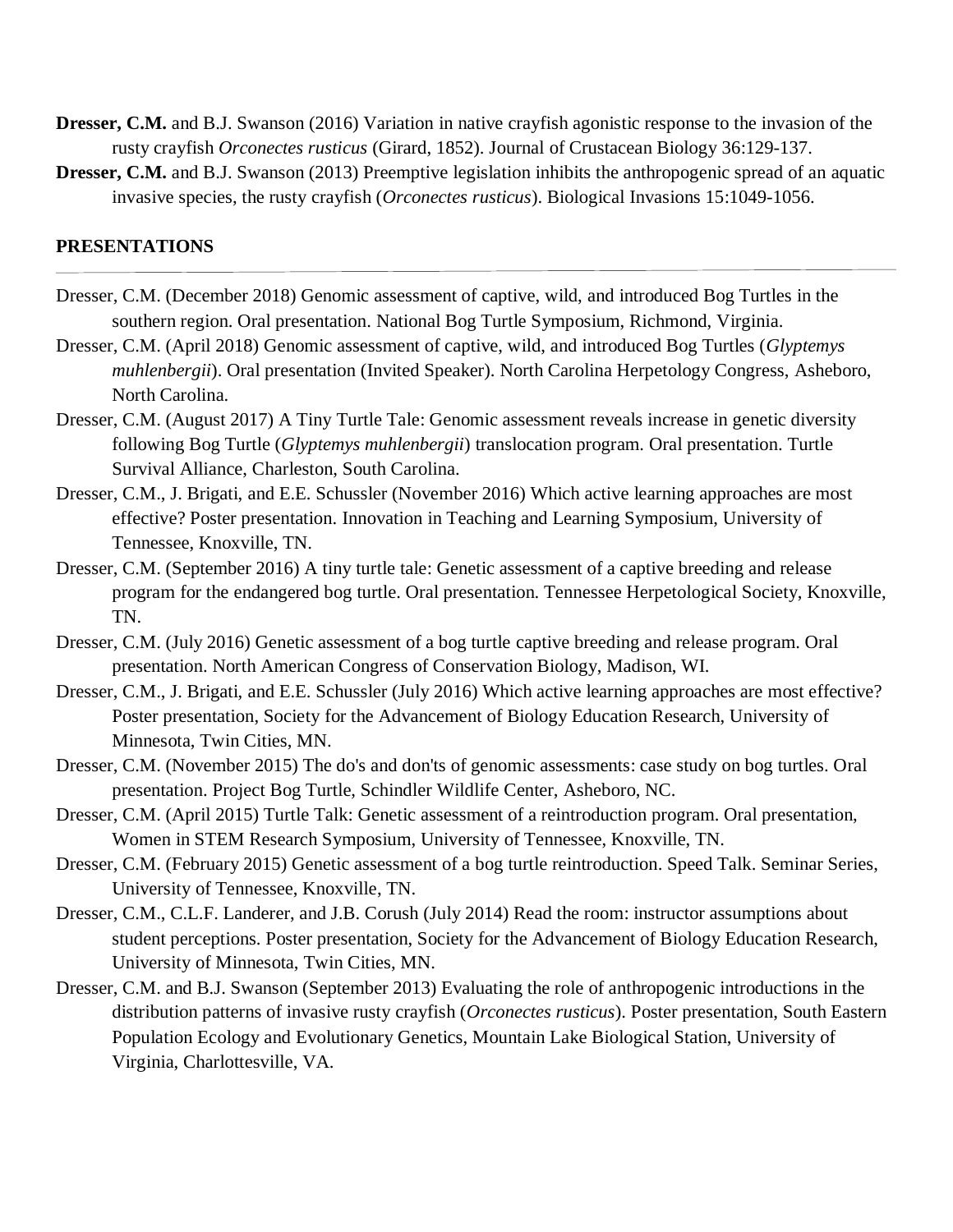**Dresser, C.M.** and B.J. Swanson (2016) Variation in native crayfish agonistic response to the invasion of the rusty crayfish *Orconectes rusticus* (Girard, 1852). Journal of Crustacean Biology 36:129-137.

**Dresser, C.M.** and B.J. Swanson (2013) Preemptive legislation inhibits the anthropogenic spread of an aquatic invasive species, the rusty crayfish (*Orconectes rusticus*). Biological Invasions 15:1049-1056.

## PRESENTATIONS

Dresser, C.M. (December 2018) Genomic assessment of captive, wild, and introduced Bog Turtles in the southern region. Oral presentation. National Bog Turtle Symposium, Richmond, Virginia.

Dresser, C.M. (April 2018) Genomic assessment of captive, wild, and introduced Bog Turtles (*Glyptemys muhlenbergii*). Oral presentation (Invited Speaker). North Carolina Herpetology Congress, Asheboro, North Carolina.

Dresser, C.M. (August 2017) A Tiny Turtle Tale: Genomic assessment reveals increase in genetic diversity following Bog Turtle (*Glyptemys muhlenbergii*) translocation program. Oral presentation. Turtle Survival Alliance, Charleston, South Carolina.

Dresser, C.M., J. Brigati, and E.E. Schussler (November 2016) Which active learning approaches are most effective? Poster presentation. Innovation in Teaching and Learning Symposium, University of Tennessee, Knoxville, TN.

Dresser, C.M. (September 2016) A tiny turtle tale: Genetic assessment of a captive breeding and release program for the endangered bog turtle. Oral presentation. Tennessee Herpetological Society, Knoxville, TN.

Dresser, C.M. (July 2016) Genetic assessment of a bog turtle captive breeding and release program. Oral presentation. North American Congress of Conservation Biology, Madison, WI.

Dresser, C.M., J. Brigati, and E.E. Schussler (July 2016) Which active learning approaches are most effective? Poster presentation, Society for the Advancement of Biology Education Research, University of Minnesota, Twin Cities, MN.

Dresser, C.M. (November 2015) The do's and don'ts of genomic assessments: case study on bog turtles. Oral presentation. Project Bog Turtle, Schindler Wildlife Center, Asheboro, NC.

Dresser, C.M. (April 2015) Turtle Talk: Genetic assessment of a reintroduction program. Oral presentation, Women in STEM Research Symposium, University of Tennessee, Knoxville, TN.

Dresser, C.M. (February 2015) Genetic assessment of a bog turtle reintroduction. Speed Talk. Seminar Series, University of Tennessee, Knoxville, TN.

Dresser, C.M., C.L.F. Landerer, and J.B. Corush (July 2014) Read the room: instructor assumptions about student perceptions. Poster presentation, Society for the Advancement of Biology Education Research, University of Minnesota, Twin Cities, MN.

Dresser, C.M. and B.J. Swanson (September 2013) Evaluating the role of anthropogenic introductions in the distribution patterns of invasive rusty crayfish (*Orconectes rusticus*). Poster presentation, South Eastern Population Ecology and Evolutionary Genetics, Mountain Lake Biological Station, University of Virginia, Charlottesville, VA.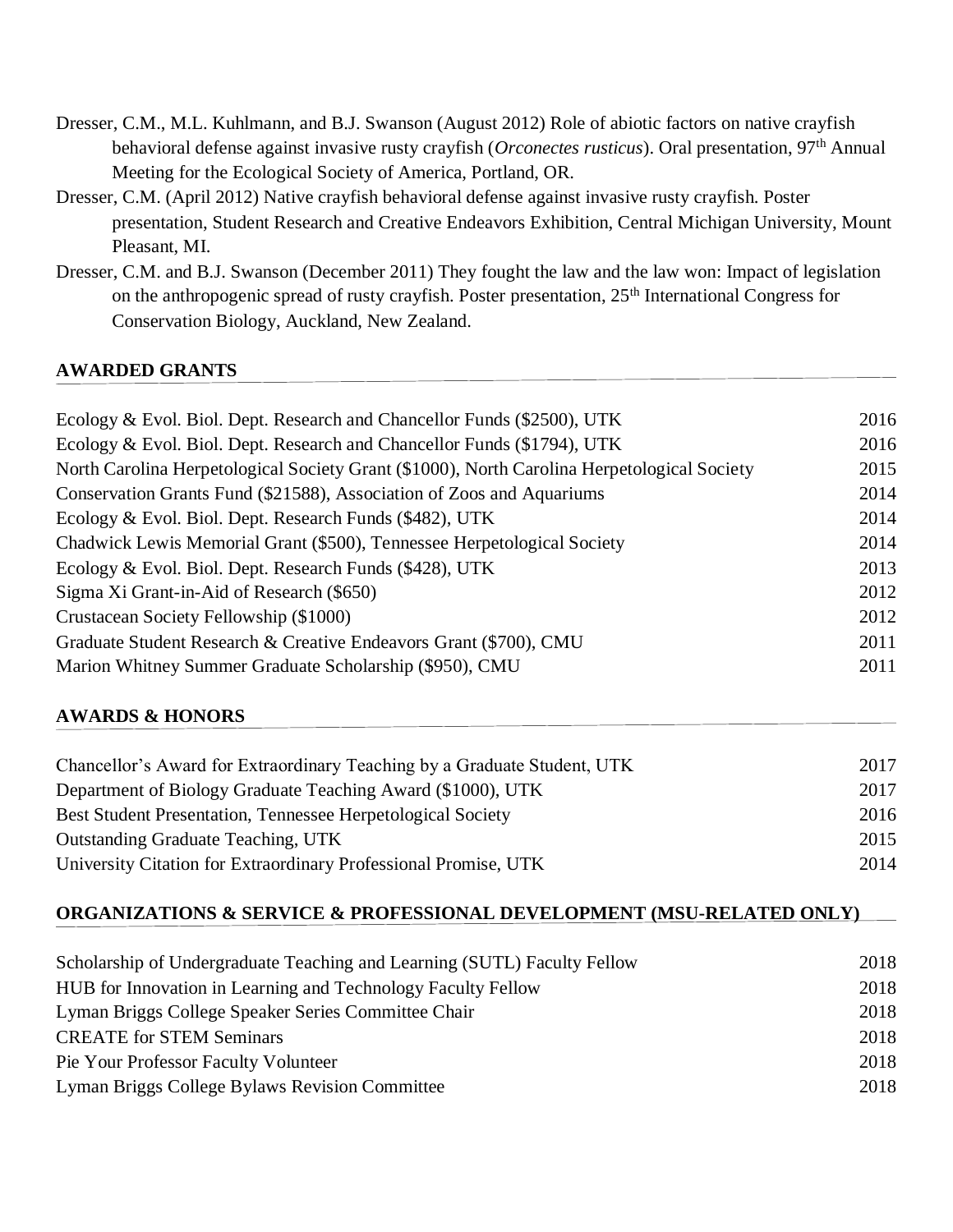Dresser, C.M., M.L. Kuhlmann, and B.J. Swanson (August 2012) Role of abiotic factors on native crayfish behavioral defense against invasive rusty crayfish (*Orconectes rusticus*). Oral presentation, 97th Annual Meeting for the Ecological Society of America, Portland, OR.

Dresser, C.M. (April 2012) Native crayfish behavioral defense against invasive rusty crayfish. Poster presentation, Student Research and Creative Endeavors Exhibition, Central Michigan University, Mount Pleasant, MI.

Dresser, C.M. and B.J. Swanson (December 2011) They fought the law and the law won: Impact of legislation on the anthropogenic spread of rusty crayfish. Poster presentation, 25th International Congress for Conservation Biology, Auckland, New Zealand.

## AWARDED GRANTS

| | |
|---|---|
| Ecology & Evol. Biol. Dept. Research and Chancellor Funds ($2500), UTK | 2016 |
| Ecology & Evol. Biol. Dept. Research and Chancellor Funds ($1794), UTK | 2016 |
| North Carolina Herpetological Society Grant ($1000), North Carolina Herpetological Society | 2015 |
| Conservation Grants Fund ($21588), Association of Zoos and Aquariums | 2014 |
| Ecology & Evol. Biol. Dept. Research Funds ($482), UTK | 2014 |
| Chadwick Lewis Memorial Grant ($500), Tennessee Herpetological Society | 2014 |
| Ecology & Evol. Biol. Dept. Research Funds ($428), UTK | 2013 |
| Sigma Xi Grant-in-Aid of Research ($650) | 2012 |
| Crustacean Society Fellowship ($1000) | 2012 |
| Graduate Student Research & Creative Endeavors Grant ($700), CMU | 2011 |
| Marion Whitney Summer Graduate Scholarship ($950), CMU | 2011 |

## AWARDS & HONORS

| | |
|---|---|
| Chancellor's Award for Extraordinary Teaching by a Graduate Student, UTK | 2017 |
| Department of Biology Graduate Teaching Award ($1000), UTK | 2017 |
| Best Student Presentation, Tennessee Herpetological Society | 2016 |
| Outstanding Graduate Teaching, UTK | 2015 |
| University Citation for Extraordinary Professional Promise, UTK | 2014 |

## ORGANIZATIONS & SERVICE & PROFESSIONAL DEVELOPMENT (MSU-RELATED ONLY)

| | |
|---|---|
| Scholarship of Undergraduate Teaching and Learning (SUTL) Faculty Fellow | 2018 |
| HUB for Innovation in Learning and Technology Faculty Fellow | 2018 |
| Lyman Briggs College Speaker Series Committee Chair | 2018 |
| CREATE for STEM Seminars | 2018 |
| Pie Your Professor Faculty Volunteer | 2018 |
| Lyman Briggs College Bylaws Revision Committee | 2018 |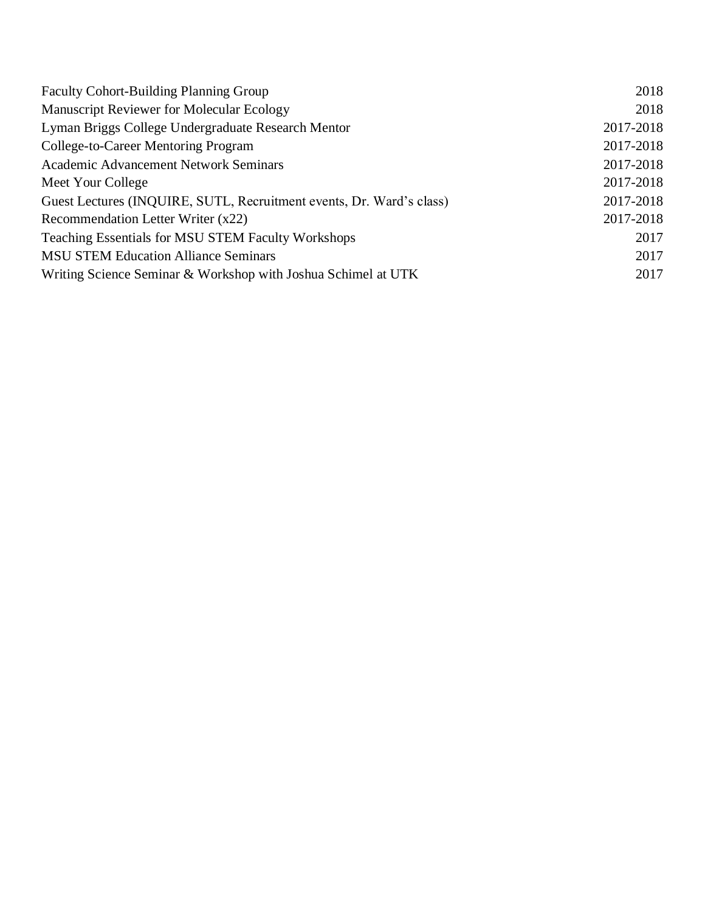| | |
|---|---|
| Faculty Cohort-Building Planning Group | 2018 |
| Manuscript Reviewer for Molecular Ecology | 2018 |
| Lyman Briggs College Undergraduate Research Mentor | 2017-2018 |
| College-to-Career Mentoring Program | 2017-2018 |
| Academic Advancement Network Seminars | 2017-2018 |
| Meet Your College | 2017-2018 |
| Guest Lectures (INQUIRE, SUTL, Recruitment events, Dr. Ward's class) | 2017-2018 |
| Recommendation Letter Writer (x22) | 2017-2018 |
| Teaching Essentials for MSU STEM Faculty Workshops | 2017 |
| MSU STEM Education Alliance Seminars | 2017 |
| Writing Science Seminar & Workshop with Joshua Schimel at UTK | 2017 |